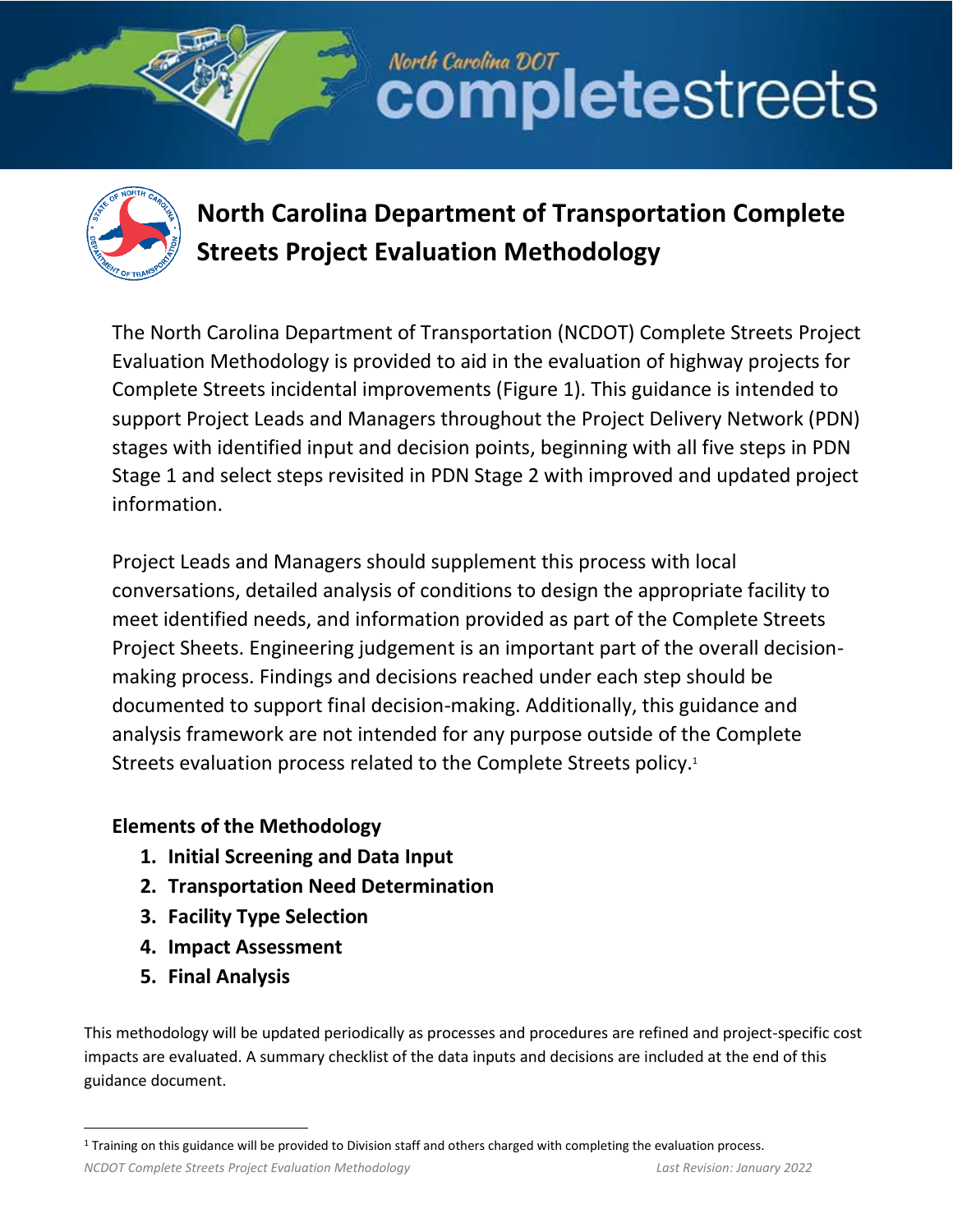# North Carolina Department of Transportation Complete Streets Project Evaluation Methodology

The North Carolina Department of Transportation (NCDOT) Complete Streets Project Evaluation Methodology is provided to aid in the evaluation of highway projects for Complete Streets incidental improvements (Figure 1). This guidance is intended to support Project Leads and Managers throughout the Project Delivery Network (PDN) stages with identified input and decision points, beginning with all five steps in PDN Stage 1 and select steps revisited in PDN Stage 2 with improved and updated project information.

Project Leads and Managers should supplement this process with local conversations, detailed analysis of conditions to design the appropriate facility to meet identified needs, and information provided as part of the Complete Streets Project Sheets. Engineering judgement is an important part of the overall decision-making process. Findings and decisions reached under each step should be documented to support final decision-making. Additionally, this guidance and analysis framework are not intended for any purpose outside of the Complete Streets evaluation process related to the Complete Streets policy.[1]

## Elements of the Methodology

1. **Initial Screening and Data Input**
2. **Transportation Need Determination**
3. **Facility Type Selection**
4. **Impact Assessment**
5. **Final Analysis**

This methodology will be updated periodically as processes and procedures are refined and project-specific cost impacts are evaluated. A summary checklist of the data inputs and decisions are included at the end of this guidance document.

[1] Training on this guidance will be provided to Division staff and others charged with completing the evaluation process.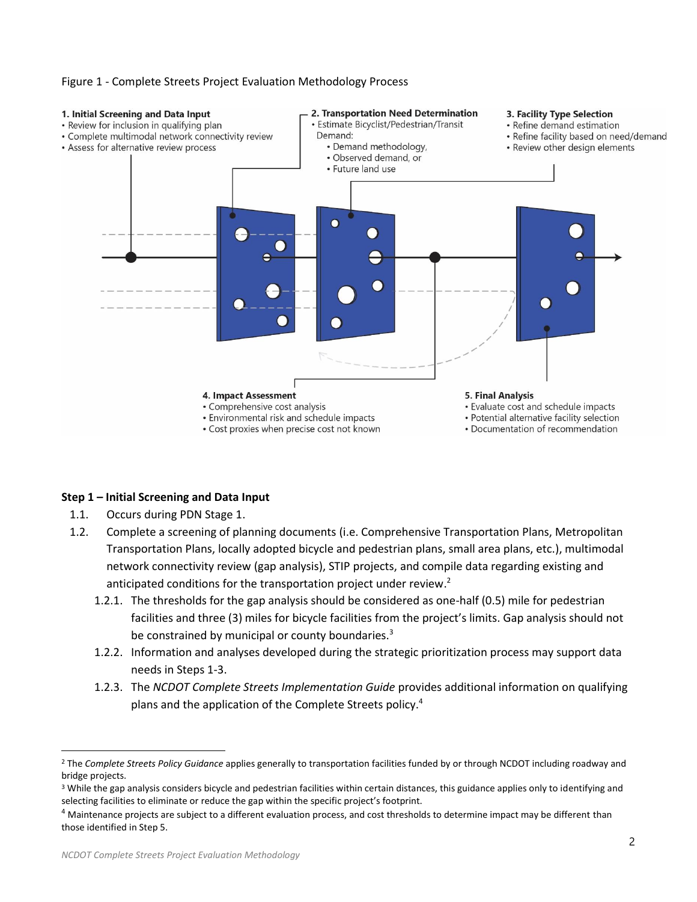Figure 1 - Complete Streets Project Evaluation Methodology Process

**1. Initial Screening and Data Input**
- Review for inclusion in qualifying plan
- Complete multimodal network connectivity review
- Assess for alternative review process

**2. Transportation Need Determination**
- Estimate Bicyclist/Pedestrian/Transit Demand:
  - Demand methodology,
  - Observed demand, or
  - Future land use

**3. Facility Type Selection**
- Refine demand estimation
- Refine facility based on need/demand
- Review other design elements

**4. Impact Assessment**
- Comprehensive cost analysis
- Environmental risk and schedule impacts
- Cost proxies when precise cost not known

**5. Final Analysis**
- Evaluate cost and schedule impacts
- Potential alternative facility selection
- Documentation of recommendation

**Step 1 – Initial Screening and Data Input**

1.1. Occurs during PDN Stage 1.

1.2. Complete a screening of planning documents (i.e. Comprehensive Transportation Plans, Metropolitan Transportation Plans, locally adopted bicycle and pedestrian plans, small area plans, etc.), multimodal network connectivity review (gap analysis), STIP projects, and compile data regarding existing and anticipated conditions for the transportation project under review.[2]

1.2.1. The thresholds for the gap analysis should be considered as one-half (0.5) mile for pedestrian facilities and three (3) miles for bicycle facilities from the project's limits. Gap analysis should not be constrained by municipal or county boundaries.[3]

1.2.2. Information and analyses developed during the strategic prioritization process may support data needs in Steps 1-3.

1.2.3. The *NCDOT Complete Streets Implementation Guide* provides additional information on qualifying plans and the application of the Complete Streets policy.[4]

---

[2] The *Complete Streets Policy Guidance* applies generally to transportation facilities funded by or through NCDOT including roadway and bridge projects.

[3] While the gap analysis considers bicycle and pedestrian facilities within certain distances, this guidance applies only to identifying and selecting facilities to eliminate or reduce the gap within the specific project's footprint.

[4] Maintenance projects are subject to a different evaluation process, and cost thresholds to determine impact may be different than those identified in Step 5.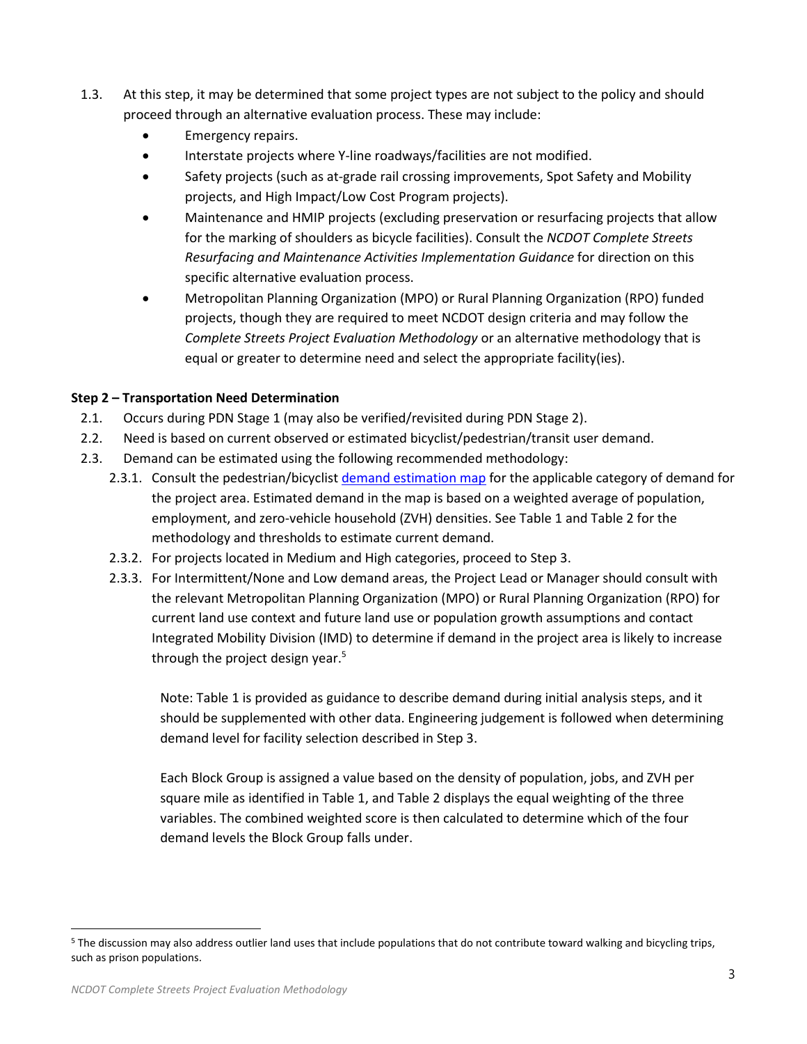1.3. At this step, it may be determined that some project types are not subject to the policy and should proceed through an alternative evaluation process. These may include:

- Emergency repairs.
- Interstate projects where Y-line roadways/facilities are not modified.
- Safety projects (such as at-grade rail crossing improvements, Spot Safety and Mobility projects, and High Impact/Low Cost Program projects).
- Maintenance and HMIP projects (excluding preservation or resurfacing projects that allow for the marking of shoulders as bicycle facilities). Consult the *NCDOT Complete Streets Resurfacing and Maintenance Activities Implementation Guidance* for direction on this specific alternative evaluation process.
- Metropolitan Planning Organization (MPO) or Rural Planning Organization (RPO) funded projects, though they are required to meet NCDOT design criteria and may follow the *Complete Streets Project Evaluation Methodology* or an alternative methodology that is equal or greater to determine need and select the appropriate facility(ies).

**Step 2 – Transportation Need Determination**

2.1. Occurs during PDN Stage 1 (may also be verified/revisited during PDN Stage 2).

2.2. Need is based on current observed or estimated bicyclist/pedestrian/transit user demand.

2.3. Demand can be estimated using the following recommended methodology:

2.3.1. Consult the pedestrian/bicyclist demand estimation map for the applicable category of demand for the project area. Estimated demand in the map is based on a weighted average of population, employment, and zero-vehicle household (ZVH) densities. See Table 1 and Table 2 for the methodology and thresholds to estimate current demand.

2.3.2. For projects located in Medium and High categories, proceed to Step 3.

2.3.3. For Intermittent/None and Low demand areas, the Project Lead or Manager should consult with the relevant Metropolitan Planning Organization (MPO) or Rural Planning Organization (RPO) for current land use context and future land use or population growth assumptions and contact Integrated Mobility Division (IMD) to determine if demand in the project area is likely to increase through the project design year.[5]

Note: Table 1 is provided as guidance to describe demand during initial analysis steps, and it should be supplemented with other data. Engineering judgement is followed when determining demand level for facility selection described in Step 3.

Each Block Group is assigned a value based on the density of population, jobs, and ZVH per square mile as identified in Table 1, and Table 2 displays the equal weighting of the three variables. The combined weighted score is then calculated to determine which of the four demand levels the Block Group falls under.

[5] The discussion may also address outlier land uses that include populations that do not contribute toward walking and bicycling trips, such as prison populations.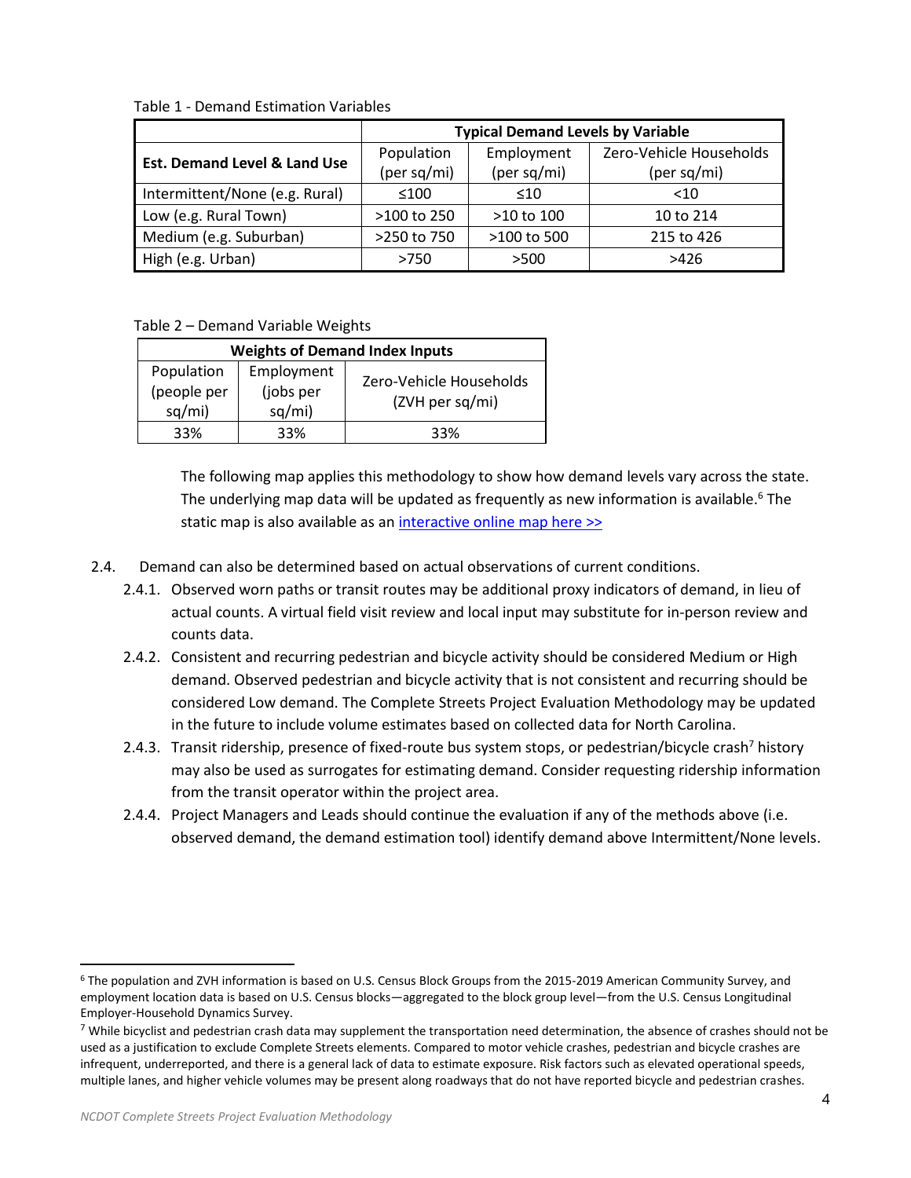Table 1 - Demand Estimation Variables

| Est. Demand Level & Land Use | Typical Demand Levels by Variable | | |
|---|---|---|---|
| | Population (per sq/mi) | Employment (per sq/mi) | Zero-Vehicle Households (per sq/mi) |
| Intermittent/None (e.g. Rural) | ≤100 | ≤10 | <10 |
| Low (e.g. Rural Town) | >100 to 250 | >10 to 100 | 10 to 214 |
| Medium (e.g. Suburban) | >250 to 750 | >100 to 500 | 215 to 426 |
| High (e.g. Urban) | >750 | >500 | >426 |

Table 2 – Demand Variable Weights

| Weights of Demand Index Inputs | | |
|---|---|---|
| Population (people per sq/mi) | Employment (jobs per sq/mi) | Zero-Vehicle Households (ZVH per sq/mi) |
| 33% | 33% | 33% |

The following map applies this methodology to show how demand levels vary across the state. The underlying map data will be updated as frequently as new information is available.[6] The static map is also available as an interactive online map here >>

2.4. Demand can also be determined based on actual observations of current conditions.

2.4.1. Observed worn paths or transit routes may be additional proxy indicators of demand, in lieu of actual counts. A virtual field visit review and local input may substitute for in-person review and counts data.

2.4.2. Consistent and recurring pedestrian and bicycle activity should be considered Medium or High demand. Observed pedestrian and bicycle activity that is not consistent and recurring should be considered Low demand. The Complete Streets Project Evaluation Methodology may be updated in the future to include volume estimates based on collected data for North Carolina.

2.4.3. Transit ridership, presence of fixed-route bus system stops, or pedestrian/bicycle crash[7] history may also be used as surrogates for estimating demand. Consider requesting ridership information from the transit operator within the project area.

2.4.4. Project Managers and Leads should continue the evaluation if any of the methods above (i.e. observed demand, the demand estimation tool) identify demand above Intermittent/None levels.

[6] The population and ZVH information is based on U.S. Census Block Groups from the 2015-2019 American Community Survey, and employment location data is based on U.S. Census blocks—aggregated to the block group level—from the U.S. Census Longitudinal Employer-Household Dynamics Survey.

[7] While bicyclist and pedestrian crash data may supplement the transportation need determination, the absence of crashes should not be used as a justification to exclude Complete Streets elements. Compared to motor vehicle crashes, pedestrian and bicycle crashes are infrequent, underreported, and there is a general lack of data to estimate exposure. Risk factors such as elevated operational speeds, multiple lanes, and higher vehicle volumes may be present along roadways that do not have reported bicycle and pedestrian crashes.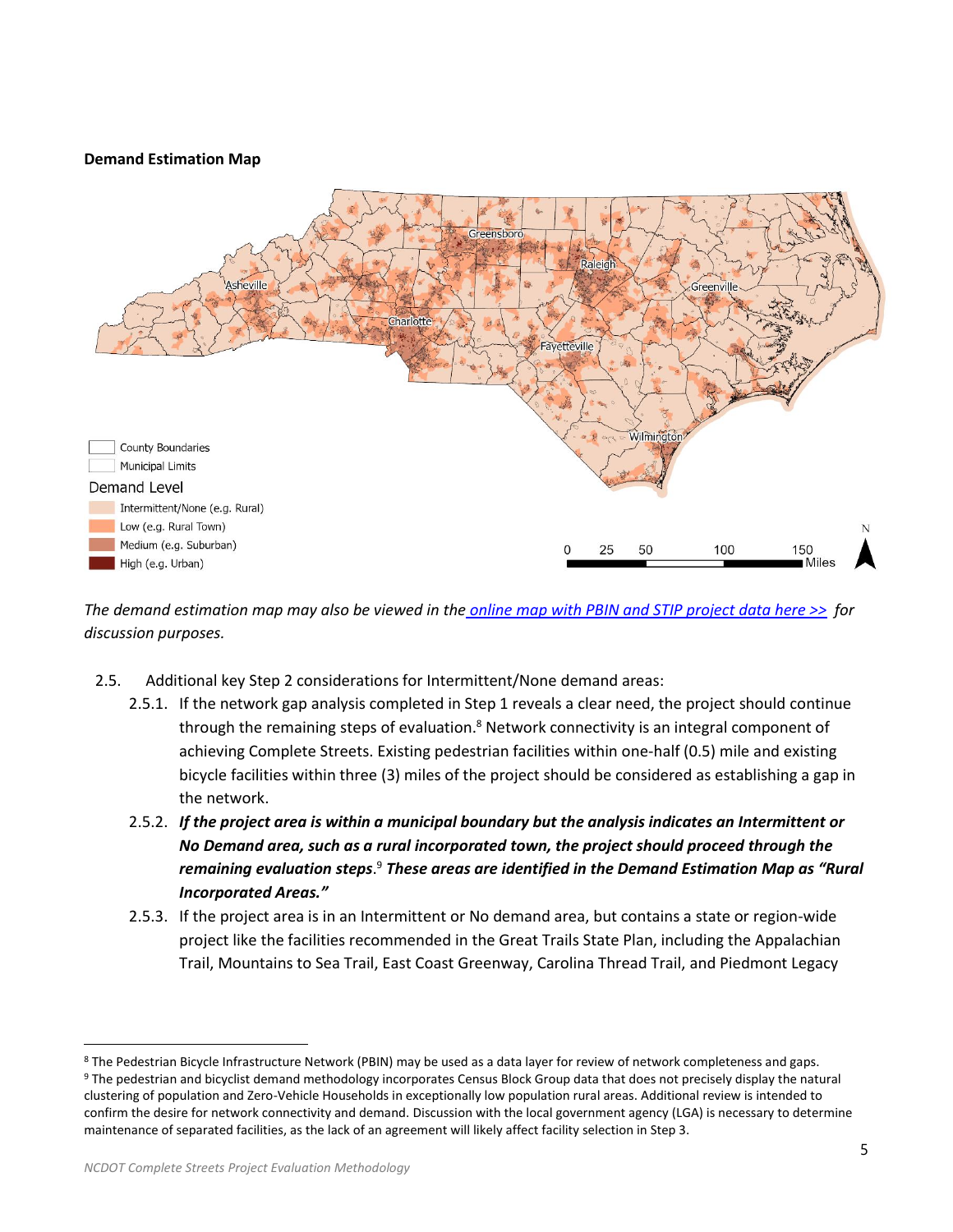**Demand Estimation Map**

*The demand estimation map may also be viewed in the [online map with PBIN and STIP project data here >>](#) for discussion purposes.*

2.5. Additional key Step 2 considerations for Intermittent/None demand areas:

2.5.1. If the network gap analysis completed in Step 1 reveals a clear need, the project should continue through the remaining steps of evaluation.[8] Network connectivity is an integral component of achieving Complete Streets. Existing pedestrian facilities within one-half (0.5) mile and existing bicycle facilities within three (3) miles of the project should be considered as establishing a gap in the network.

2.5.2. ***If the project area is within a municipal boundary but the analysis indicates an Intermittent or No Demand area, such as a rural incorporated town, the project should proceed through the remaining evaluation steps***.[9] ***These areas are identified in the Demand Estimation Map as "Rural Incorporated Areas."***

2.5.3. If the project area is in an Intermittent or No demand area, but contains a state or region-wide project like the facilities recommended in the Great Trails State Plan, including the Appalachian Trail, Mountains to Sea Trail, East Coast Greenway, Carolina Thread Trail, and Piedmont Legacy

---

[8] The Pedestrian Bicycle Infrastructure Network (PBIN) may be used as a data layer for review of network completeness and gaps.

[9] The pedestrian and bicyclist demand methodology incorporates Census Block Group data that does not precisely display the natural clustering of population and Zero-Vehicle Households in exceptionally low population rural areas. Additional review is intended to confirm the desire for network connectivity and demand. Discussion with the local government agency (LGA) is necessary to determine maintenance of separated facilities, as the lack of an agreement will likely affect facility selection in Step 3.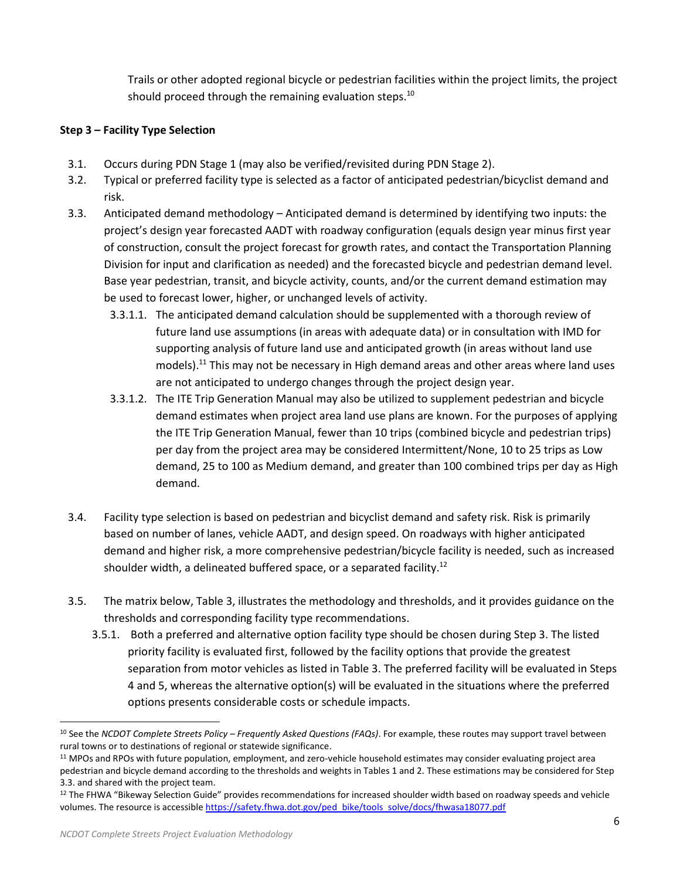Trails or other adopted regional bicycle or pedestrian facilities within the project limits, the project should proceed through the remaining evaluation steps.[10]

**Step 3 – Facility Type Selection**

3.1. Occurs during PDN Stage 1 (may also be verified/revisited during PDN Stage 2).

3.2. Typical or preferred facility type is selected as a factor of anticipated pedestrian/bicyclist demand and risk.

3.3. Anticipated demand methodology – Anticipated demand is determined by identifying two inputs: the project's design year forecasted AADT with roadway configuration (equals design year minus first year of construction, consult the project forecast for growth rates, and contact the Transportation Planning Division for input and clarification as needed) and the forecasted bicycle and pedestrian demand level. Base year pedestrian, transit, and bicycle activity, counts, and/or the current demand estimation may be used to forecast lower, higher, or unchanged levels of activity.

- 3.3.1.1. The anticipated demand calculation should be supplemented with a thorough review of future land use assumptions (in areas with adequate data) or in consultation with IMD for supporting analysis of future land use and anticipated growth (in areas without land use models).[11] This may not be necessary in High demand areas and other areas where land uses are not anticipated to undergo changes through the project design year.
- 3.3.1.2. The ITE Trip Generation Manual may also be utilized to supplement pedestrian and bicycle demand estimates when project area land use plans are known. For the purposes of applying the ITE Trip Generation Manual, fewer than 10 trips (combined bicycle and pedestrian trips) per day from the project area may be considered Intermittent/None, 10 to 25 trips as Low demand, 25 to 100 as Medium demand, and greater than 100 combined trips per day as High demand.

3.4. Facility type selection is based on pedestrian and bicyclist demand and safety risk. Risk is primarily based on number of lanes, vehicle AADT, and design speed. On roadways with higher anticipated demand and higher risk, a more comprehensive pedestrian/bicycle facility is needed, such as increased shoulder width, a delineated buffered space, or a separated facility.[12]

3.5. The matrix below, Table 3, illustrates the methodology and thresholds, and it provides guidance on the thresholds and corresponding facility type recommendations.

- 3.5.1. Both a preferred and alternative option facility type should be chosen during Step 3. The listed priority facility is evaluated first, followed by the facility options that provide the greatest separation from motor vehicles as listed in Table 3. The preferred facility will be evaluated in Steps 4 and 5, whereas the alternative option(s) will be evaluated in the situations where the preferred options presents considerable costs or schedule impacts.

---

[10] See the *NCDOT Complete Streets Policy – Frequently Asked Questions (FAQs)*. For example, these routes may support travel between rural towns or to destinations of regional or statewide significance.

[11] MPOs and RPOs with future population, employment, and zero-vehicle household estimates may consider evaluating project area pedestrian and bicycle demand according to the thresholds and weights in Tables 1 and 2. These estimations may be considered for Step 3.3. and shared with the project team.

[12] The FHWA "Bikeway Selection Guide" provides recommendations for increased shoulder width based on roadway speeds and vehicle volumes. The resource is accessible https://safety.fhwa.dot.gov/ped_bike/tools_solve/docs/fhwasa18077.pdf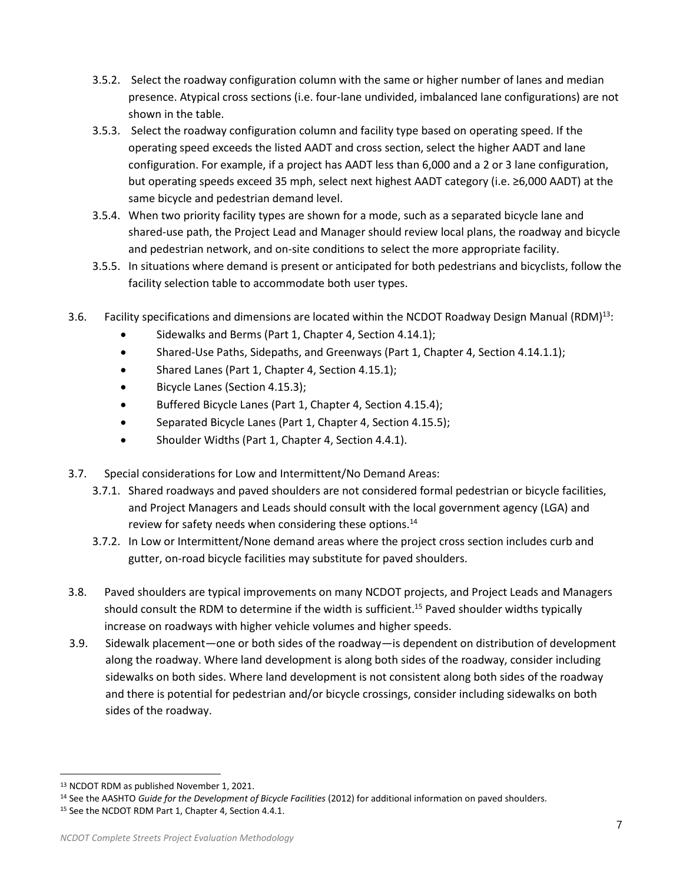3.5.2. Select the roadway configuration column with the same or higher number of lanes and median presence. Atypical cross sections (i.e. four-lane undivided, imbalanced lane configurations) are not shown in the table.

3.5.3. Select the roadway configuration column and facility type based on operating speed. If the operating speed exceeds the listed AADT and cross section, select the higher AADT and lane configuration. For example, if a project has AADT less than 6,000 and a 2 or 3 lane configuration, but operating speeds exceed 35 mph, select next highest AADT category (i.e. ≥6,000 AADT) at the same bicycle and pedestrian demand level.

3.5.4. When two priority facility types are shown for a mode, such as a separated bicycle lane and shared-use path, the Project Lead and Manager should review local plans, the roadway and bicycle and pedestrian network, and on-site conditions to select the more appropriate facility.

3.5.5. In situations where demand is present or anticipated for both pedestrians and bicyclists, follow the facility selection table to accommodate both user types.

3.6. Facility specifications and dimensions are located within the NCDOT Roadway Design Manual (RDM)[13]:

- Sidewalks and Berms (Part 1, Chapter 4, Section 4.14.1);
- Shared-Use Paths, Sidepaths, and Greenways (Part 1, Chapter 4, Section 4.14.1.1);
- Shared Lanes (Part 1, Chapter 4, Section 4.15.1);
- Bicycle Lanes (Section 4.15.3);
- Buffered Bicycle Lanes (Part 1, Chapter 4, Section 4.15.4);
- Separated Bicycle Lanes (Part 1, Chapter 4, Section 4.15.5);
- Shoulder Widths (Part 1, Chapter 4, Section 4.4.1).

3.7. Special considerations for Low and Intermittent/No Demand Areas:

3.7.1. Shared roadways and paved shoulders are not considered formal pedestrian or bicycle facilities, and Project Managers and Leads should consult with the local government agency (LGA) and review for safety needs when considering these options.[14]

3.7.2. In Low or Intermittent/None demand areas where the project cross section includes curb and gutter, on-road bicycle facilities may substitute for paved shoulders.

3.8. Paved shoulders are typical improvements on many NCDOT projects, and Project Leads and Managers should consult the RDM to determine if the width is sufficient.[15] Paved shoulder widths typically increase on roadways with higher vehicle volumes and higher speeds.

3.9. Sidewalk placement—one or both sides of the roadway—is dependent on distribution of development along the roadway. Where land development is along both sides of the roadway, consider including sidewalks on both sides. Where land development is not consistent along both sides of the roadway and there is potential for pedestrian and/or bicycle crossings, consider including sidewalks on both sides of the roadway.

---

[13] NCDOT RDM as published November 1, 2021.

[14] See the AASHTO *Guide for the Development of Bicycle Facilities* (2012) for additional information on paved shoulders.

[15] See the NCDOT RDM Part 1, Chapter 4, Section 4.4.1.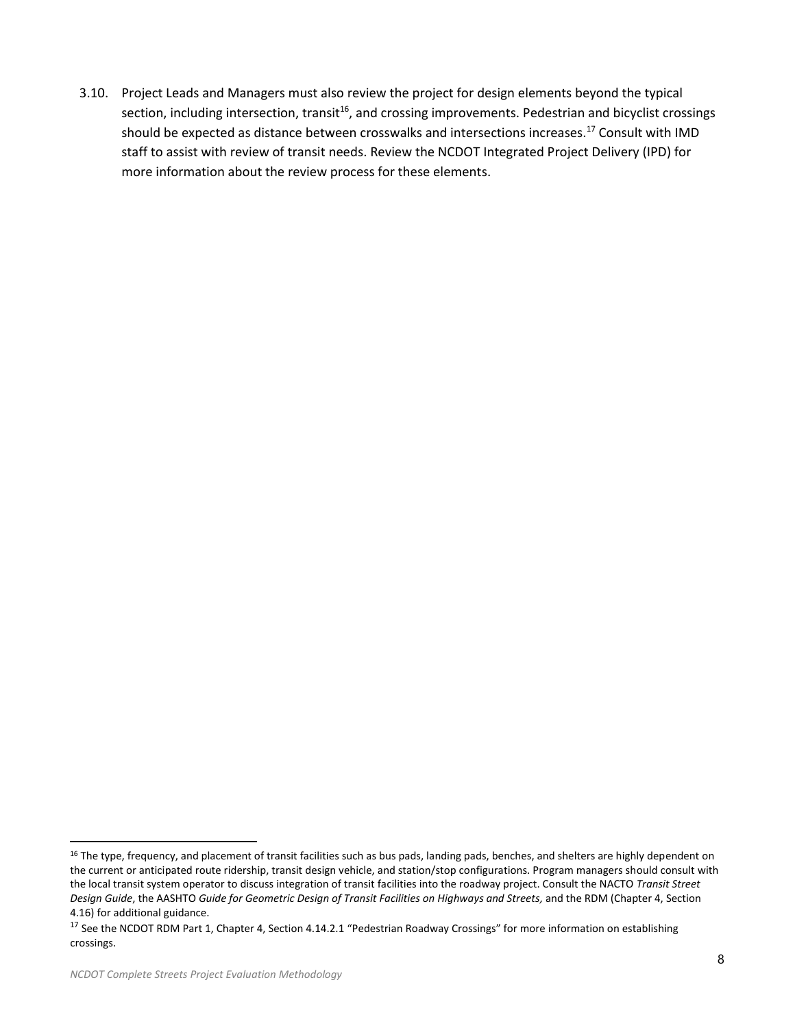3.10. Project Leads and Managers must also review the project for design elements beyond the typical section, including intersection, transit[16], and crossing improvements. Pedestrian and bicyclist crossings should be expected as distance between crosswalks and intersections increases.[17] Consult with IMD staff to assist with review of transit needs. Review the NCDOT Integrated Project Delivery (IPD) for more information about the review process for these elements.

---

[16] The type, frequency, and placement of transit facilities such as bus pads, landing pads, benches, and shelters are highly dependent on the current or anticipated route ridership, transit design vehicle, and station/stop configurations. Program managers should consult with the local transit system operator to discuss integration of transit facilities into the roadway project. Consult the NACTO *Transit Street Design Guide*, the AASHTO *Guide for Geometric Design of Transit Facilities on Highways and Streets,* and the RDM (Chapter 4, Section 4.16) for additional guidance.

[17] See the NCDOT RDM Part 1, Chapter 4, Section 4.14.2.1 "Pedestrian Roadway Crossings" for more information on establishing crossings.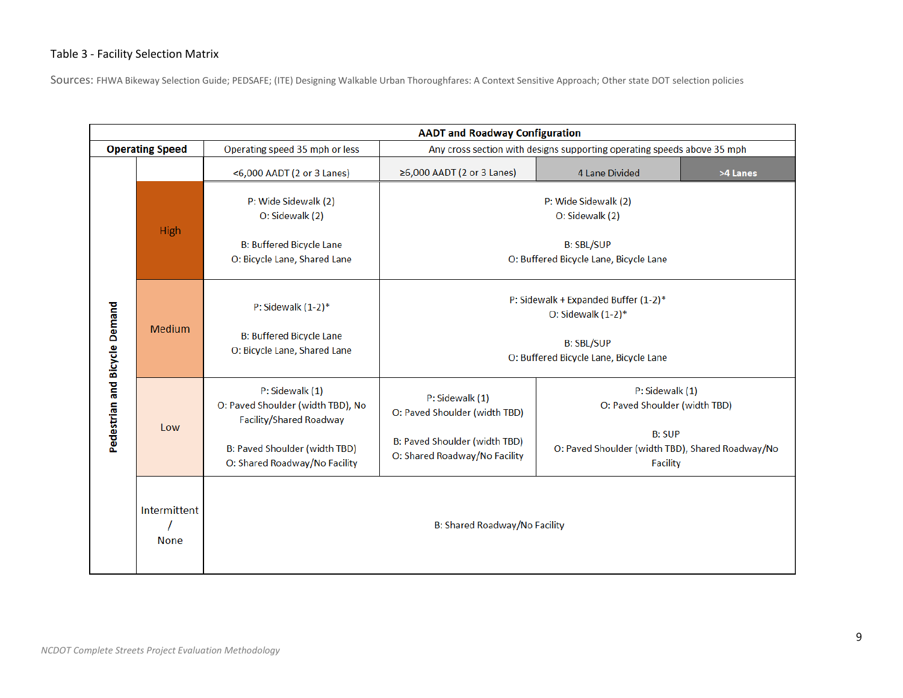Table 3 - Facility Selection Matrix

Sources: FHWA Bikeway Selection Guide; PEDSAFE; (ITE) Designing Walkable Urban Thoroughfares: A Context Sensitive Approach; Other state DOT selection policies

| | | AADT and Roadway Configuration | | | |
|---|---|---|---|---|---|
| **Operating Speed** | | Operating speed 35 mph or less | Any cross section with designs supporting operating speeds above 35 mph | | |
| **Pedestrian and Bicycle Demand** | | <6,000 AADT (2 or 3 Lanes) | ≥6,000 AADT (2 or 3 Lanes) | 4 Lane Divided | >4 Lanes |
| | High | P: Wide Sidewalk (2)<br>O: Sidewalk (2)<br><br>B: Buffered Bicycle Lane<br>O: Bicycle Lane, Shared Lane | P: Wide Sidewalk (2)<br>O: Sidewalk (2)<br><br>B: SBL/SUP<br>O: Buffered Bicycle Lane, Bicycle Lane | | |
| | Medium | P: Sidewalk (1-2)*<br><br>B: Buffered Bicycle Lane<br>O: Bicycle Lane, Shared Lane | P: Sidewalk + Expanded Buffer (1-2)*<br>O: Sidewalk (1-2)*<br><br>B: SBL/SUP<br>O: Buffered Bicycle Lane, Bicycle Lane | | |
| | Low | P: Sidewalk (1)<br>O: Paved Shoulder (width TBD), No Facility/Shared Roadway<br><br>B: Paved Shoulder (width TBD)<br>O: Shared Roadway/No Facility | P: Sidewalk (1)<br>O: Paved Shoulder (width TBD)<br><br>B: Paved Shoulder (width TBD)<br>O: Shared Roadway/No Facility | P: Sidewalk (1)<br>O: Paved Shoulder (width TBD)<br><br>B: SUP<br>O: Paved Shoulder (width TBD), Shared Roadway/No Facility | |
| | Intermittent / None | B: Shared Roadway/No Facility | | | |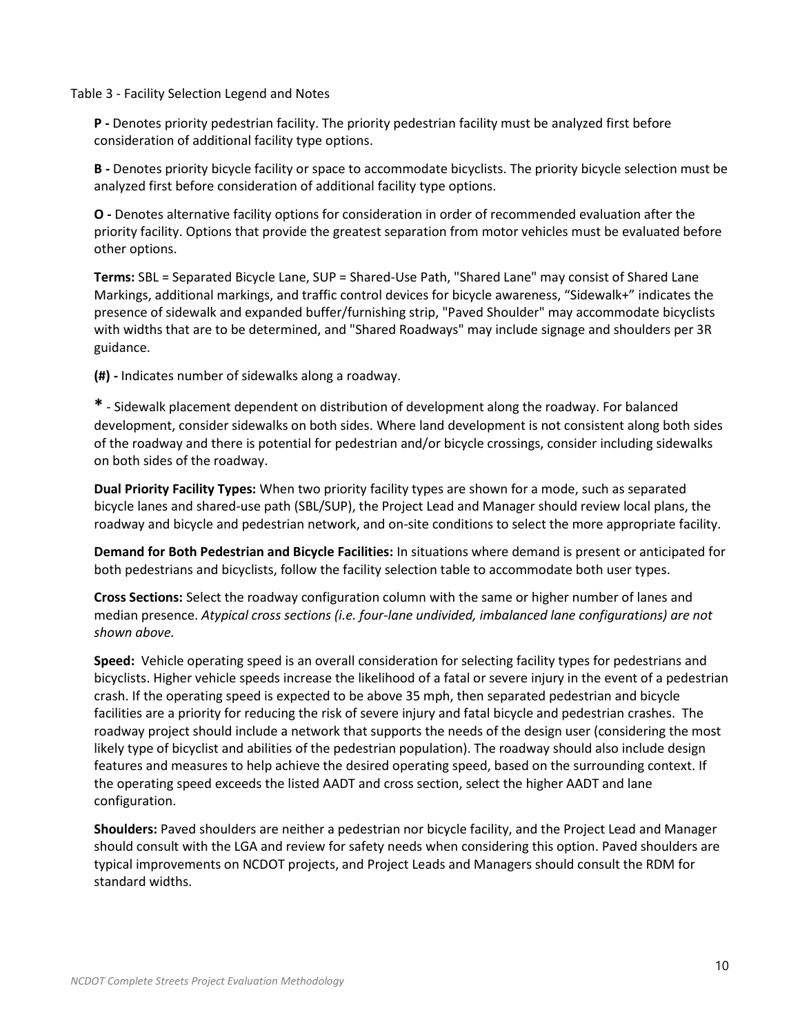Table 3 - Facility Selection Legend and Notes

**P -** Denotes priority pedestrian facility. The priority pedestrian facility must be analyzed first before consideration of additional facility type options.

**B -** Denotes priority bicycle facility or space to accommodate bicyclists. The priority bicycle selection must be analyzed first before consideration of additional facility type options.

**O -** Denotes alternative facility options for consideration in order of recommended evaluation after the priority facility. Options that provide the greatest separation from motor vehicles must be evaluated before other options.

**Terms:** SBL = Separated Bicycle Lane, SUP = Shared-Use Path, "Shared Lane" may consist of Shared Lane Markings, additional markings, and traffic control devices for bicycle awareness, "Sidewalk+" indicates the presence of sidewalk and expanded buffer/furnishing strip, "Paved Shoulder" may accommodate bicyclists with widths that are to be determined, and "Shared Roadways" may include signage and shoulders per 3R guidance.

**(#) -** Indicates number of sidewalks along a roadway.

**\*** - Sidewalk placement dependent on distribution of development along the roadway. For balanced development, consider sidewalks on both sides. Where land development is not consistent along both sides of the roadway and there is potential for pedestrian and/or bicycle crossings, consider including sidewalks on both sides of the roadway.

**Dual Priority Facility Types:** When two priority facility types are shown for a mode, such as separated bicycle lanes and shared-use path (SBL/SUP), the Project Lead and Manager should review local plans, the roadway and bicycle and pedestrian network, and on-site conditions to select the more appropriate facility.

**Demand for Both Pedestrian and Bicycle Facilities:** In situations where demand is present or anticipated for both pedestrians and bicyclists, follow the facility selection table to accommodate both user types.

**Cross Sections:** Select the roadway configuration column with the same or higher number of lanes and median presence. *Atypical cross sections (i.e. four-lane undivided, imbalanced lane configurations) are not shown above.*

**Speed:** Vehicle operating speed is an overall consideration for selecting facility types for pedestrians and bicyclists. Higher vehicle speeds increase the likelihood of a fatal or severe injury in the event of a pedestrian crash. If the operating speed is expected to be above 35 mph, then separated pedestrian and bicycle facilities are a priority for reducing the risk of severe injury and fatal bicycle and pedestrian crashes. The roadway project should include a network that supports the needs of the design user (considering the most likely type of bicyclist and abilities of the pedestrian population). The roadway should also include design features and measures to help achieve the desired operating speed, based on the surrounding context. If the operating speed exceeds the listed AADT and cross section, select the higher AADT and lane configuration.

**Shoulders:** Paved shoulders are neither a pedestrian nor bicycle facility, and the Project Lead and Manager should consult with the LGA and review for safety needs when considering this option. Paved shoulders are typical improvements on NCDOT projects, and Project Leads and Managers should consult the RDM for standard widths.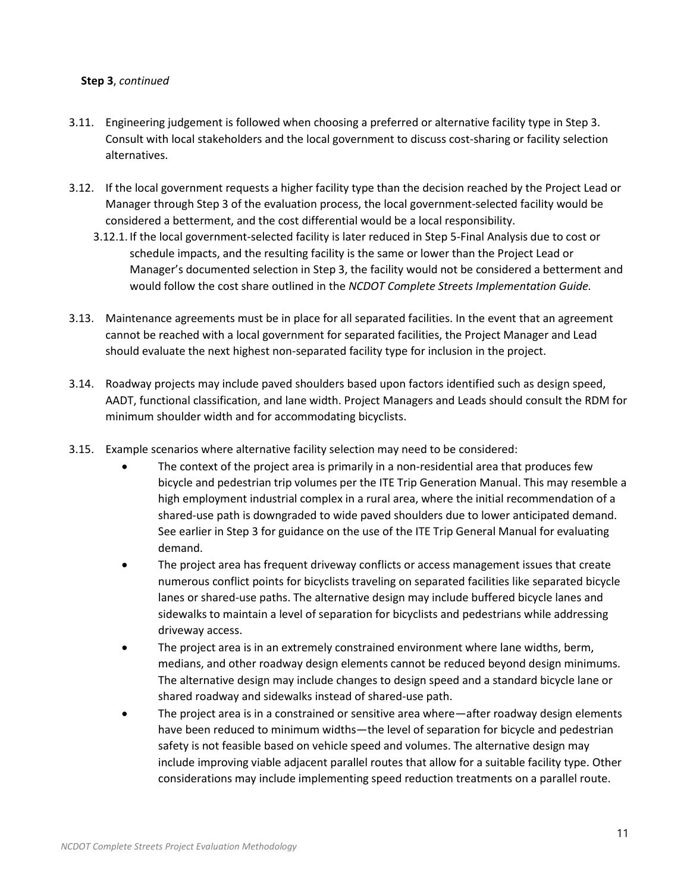**Step 3**, *continued*

3.11. Engineering judgement is followed when choosing a preferred or alternative facility type in Step 3. Consult with local stakeholders and the local government to discuss cost-sharing or facility selection alternatives.

3.12. If the local government requests a higher facility type than the decision reached by the Project Lead or Manager through Step 3 of the evaluation process, the local government-selected facility would be considered a betterment, and the cost differential would be a local responsibility.

3.12.1. If the local government-selected facility is later reduced in Step 5-Final Analysis due to cost or schedule impacts, and the resulting facility is the same or lower than the Project Lead or Manager's documented selection in Step 3, the facility would not be considered a betterment and would follow the cost share outlined in the *NCDOT Complete Streets Implementation Guide.*

3.13. Maintenance agreements must be in place for all separated facilities. In the event that an agreement cannot be reached with a local government for separated facilities, the Project Manager and Lead should evaluate the next highest non-separated facility type for inclusion in the project.

3.14. Roadway projects may include paved shoulders based upon factors identified such as design speed, AADT, functional classification, and lane width. Project Managers and Leads should consult the RDM for minimum shoulder width and for accommodating bicyclists.

3.15. Example scenarios where alternative facility selection may need to be considered:

- The context of the project area is primarily in a non-residential area that produces few bicycle and pedestrian trip volumes per the ITE Trip Generation Manual. This may resemble a high employment industrial complex in a rural area, where the initial recommendation of a shared-use path is downgraded to wide paved shoulders due to lower anticipated demand. See earlier in Step 3 for guidance on the use of the ITE Trip General Manual for evaluating demand.
- The project area has frequent driveway conflicts or access management issues that create numerous conflict points for bicyclists traveling on separated facilities like separated bicycle lanes or shared-use paths. The alternative design may include buffered bicycle lanes and sidewalks to maintain a level of separation for bicyclists and pedestrians while addressing driveway access.
- The project area is in an extremely constrained environment where lane widths, berm, medians, and other roadway design elements cannot be reduced beyond design minimums. The alternative design may include changes to design speed and a standard bicycle lane or shared roadway and sidewalks instead of shared-use path.
- The project area is in a constrained or sensitive area where—after roadway design elements have been reduced to minimum widths—the level of separation for bicycle and pedestrian safety is not feasible based on vehicle speed and volumes. The alternative design may include improving viable adjacent parallel routes that allow for a suitable facility type. Other considerations may include implementing speed reduction treatments on a parallel route.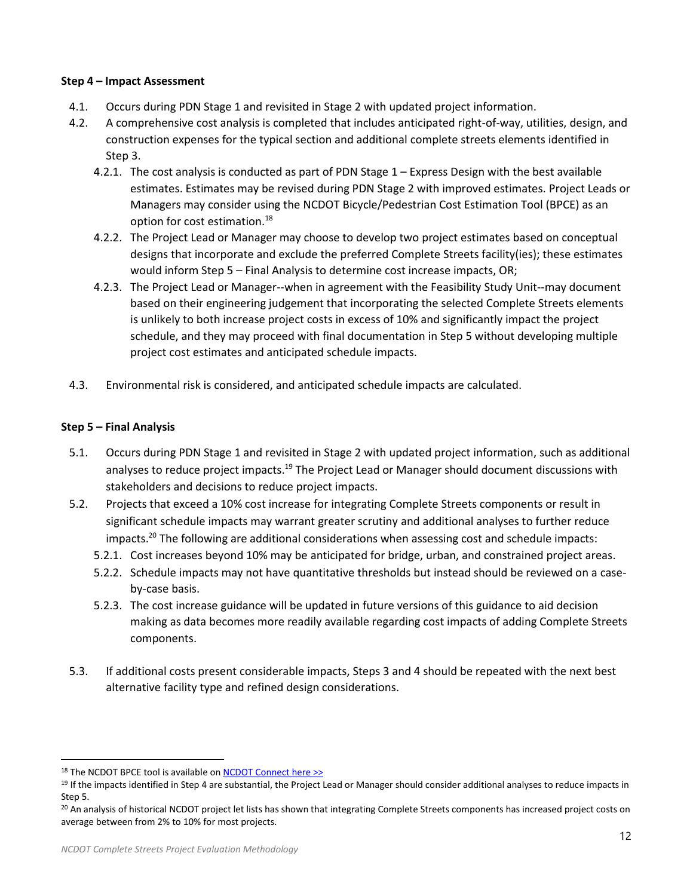**Step 4 – Impact Assessment**

4.1. Occurs during PDN Stage 1 and revisited in Stage 2 with updated project information.

4.2. A comprehensive cost analysis is completed that includes anticipated right-of-way, utilities, design, and construction expenses for the typical section and additional complete streets elements identified in Step 3.

  4.2.1. The cost analysis is conducted as part of PDN Stage 1 – Express Design with the best available estimates. Estimates may be revised during PDN Stage 2 with improved estimates. Project Leads or Managers may consider using the NCDOT Bicycle/Pedestrian Cost Estimation Tool (BPCE) as an option for cost estimation.[18]

  4.2.2. The Project Lead or Manager may choose to develop two project estimates based on conceptual designs that incorporate and exclude the preferred Complete Streets facility(ies); these estimates would inform Step 5 – Final Analysis to determine cost increase impacts, OR;

  4.2.3. The Project Lead or Manager--when in agreement with the Feasibility Study Unit--may document based on their engineering judgement that incorporating the selected Complete Streets elements is unlikely to both increase project costs in excess of 10% and significantly impact the project schedule, and they may proceed with final documentation in Step 5 without developing multiple project cost estimates and anticipated schedule impacts.

4.3. Environmental risk is considered, and anticipated schedule impacts are calculated.

**Step 5 – Final Analysis**

5.1. Occurs during PDN Stage 1 and revisited in Stage 2 with updated project information, such as additional analyses to reduce project impacts.[19] The Project Lead or Manager should document discussions with stakeholders and decisions to reduce project impacts.

5.2. Projects that exceed a 10% cost increase for integrating Complete Streets components or result in significant schedule impacts may warrant greater scrutiny and additional analyses to further reduce impacts.[20] The following are additional considerations when assessing cost and schedule impacts:

  5.2.1. Cost increases beyond 10% may be anticipated for bridge, urban, and constrained project areas.

  5.2.2. Schedule impacts may not have quantitative thresholds but instead should be reviewed on a case-by-case basis.

  5.2.3. The cost increase guidance will be updated in future versions of this guidance to aid decision making as data becomes more readily available regarding cost impacts of adding Complete Streets components.

5.3. If additional costs present considerable impacts, Steps 3 and 4 should be repeated with the next best alternative facility type and refined design considerations.

---

[18] The NCDOT BPCE tool is available on [NCDOT Connect here >>](#)

[19] If the impacts identified in Step 4 are substantial, the Project Lead or Manager should consider additional analyses to reduce impacts in Step 5.

[20] An analysis of historical NCDOT project let lists has shown that integrating Complete Streets components has increased project costs on average between from 2% to 10% for most projects.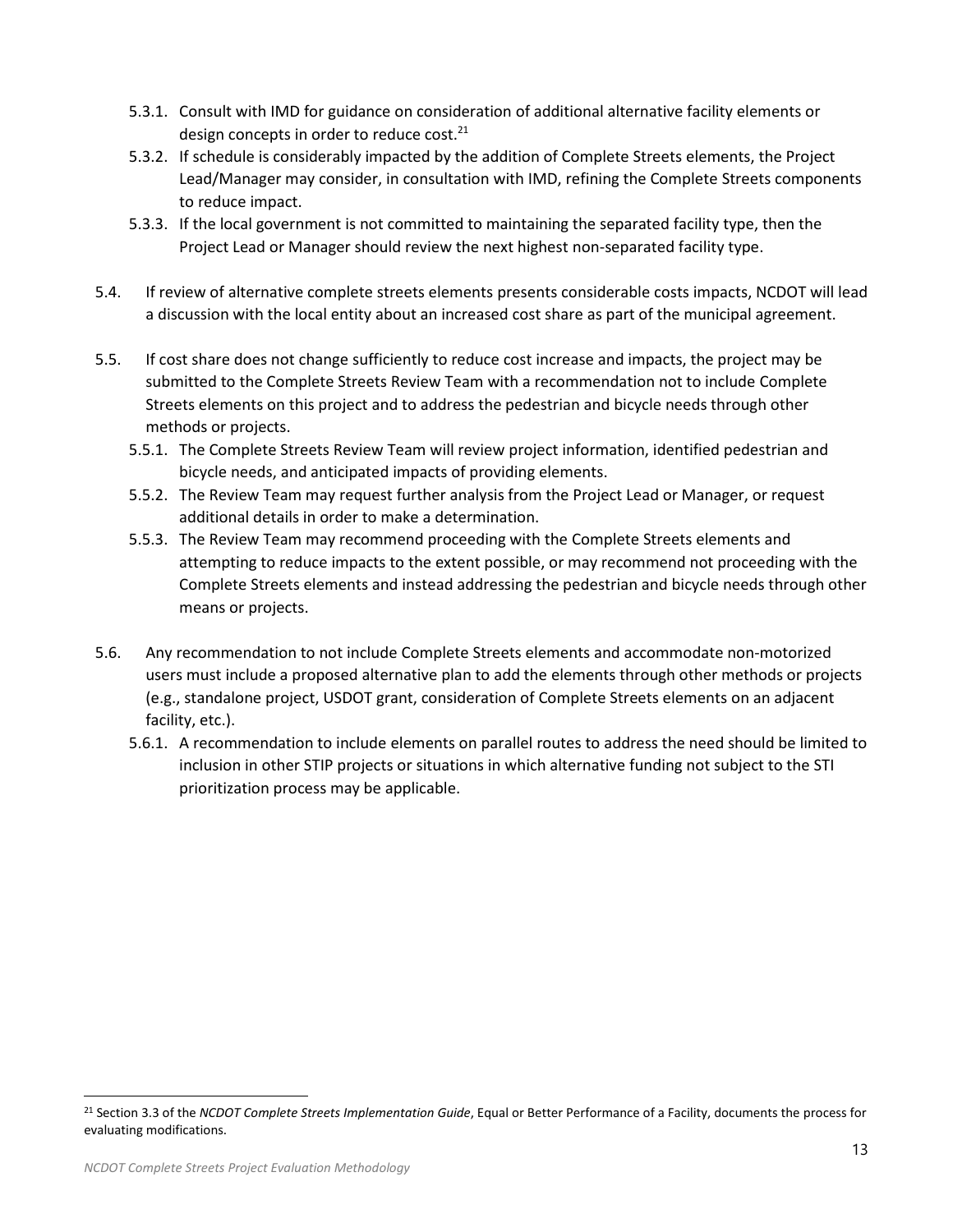- 5.3.1. Consult with IMD for guidance on consideration of additional alternative facility elements or design concepts in order to reduce cost.[21]
- 5.3.2. If schedule is considerably impacted by the addition of Complete Streets elements, the Project Lead/Manager may consider, in consultation with IMD, refining the Complete Streets components to reduce impact.
- 5.3.3. If the local government is not committed to maintaining the separated facility type, then the Project Lead or Manager should review the next highest non-separated facility type.

5.4. If review of alternative complete streets elements presents considerable costs impacts, NCDOT will lead a discussion with the local entity about an increased cost share as part of the municipal agreement.

5.5. If cost share does not change sufficiently to reduce cost increase and impacts, the project may be submitted to the Complete Streets Review Team with a recommendation not to include Complete Streets elements on this project and to address the pedestrian and bicycle needs through other methods or projects.

- 5.5.1. The Complete Streets Review Team will review project information, identified pedestrian and bicycle needs, and anticipated impacts of providing elements.
- 5.5.2. The Review Team may request further analysis from the Project Lead or Manager, or request additional details in order to make a determination.
- 5.5.3. The Review Team may recommend proceeding with the Complete Streets elements and attempting to reduce impacts to the extent possible, or may recommend not proceeding with the Complete Streets elements and instead addressing the pedestrian and bicycle needs through other means or projects.

5.6. Any recommendation to not include Complete Streets elements and accommodate non-motorized users must include a proposed alternative plan to add the elements through other methods or projects (e.g., standalone project, USDOT grant, consideration of Complete Streets elements on an adjacent facility, etc.).

- 5.6.1. A recommendation to include elements on parallel routes to address the need should be limited to inclusion in other STIP projects or situations in which alternative funding not subject to the STI prioritization process may be applicable.

---

[21] Section 3.3 of the *NCDOT Complete Streets Implementation Guide*, Equal or Better Performance of a Facility, documents the process for evaluating modifications.